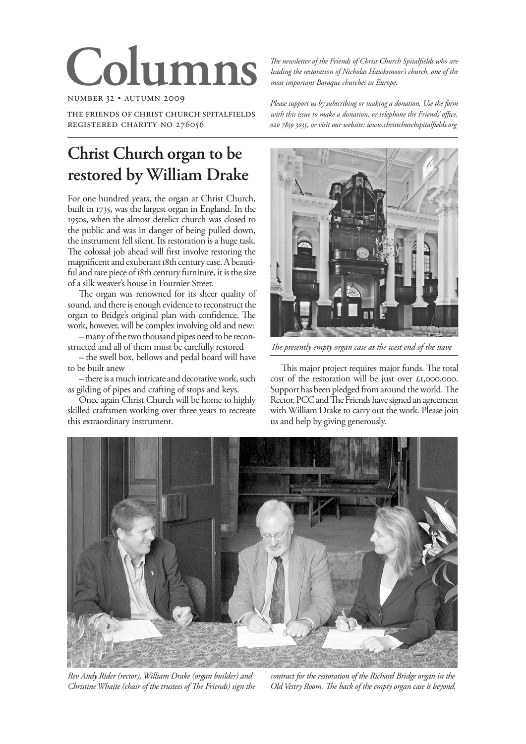# Columns

NUMBER 32 • AUTUMN 2009

THE FRIENDS OF CHRIST CHURCH SPITALFIELDS
REGISTERED CHARITY NO 276056

*The newsletter of the Friends of Christ Church Spitalfields who are leading the restoration of Nicholas Hawksmoor's church, one of the most important Baroque churches in Europe.*

*Please support us by subscribing or making a donation. Use the form with this issue to make a donation, or telephone the Friends' office, 020 7859 3035, or visit our website: www.christchurchspitalfields.org*

## Christ Church organ to be restored by William Drake

For one hundred years, the organ at Christ Church, built in 1735, was the largest organ in England. In the 1950s, when the almost derelict church was closed to the public and was in danger of being pulled down, the instrument fell silent. Its restoration is a huge task. The colossal job ahead will first involve restoring the magnificent and exuberant 18th century case. A beautiful and rare piece of 18th century furniture, it is the size of a silk weaver's house in Fournier Street.

The organ was renowned for its sheer quality of sound, and there is enough evidence to reconstruct the organ to Bridge's original plan with confidence. The work, however, will be complex involving old and new:

– many of the two thousand pipes need to be reconstructed and all of them must be carefully restored

– the swell box, bellows and pedal board will have to be built anew

– there is a much intricate and decorative work, such as gilding of pipes and crafting of stops and keys.

Once again Christ Church will be home to highly skilled craftsmen working over three years to recreate this extraordinary instrument.

*The presently empty organ case at the west end of the nave*

This major project requires major funds. The total cost of the restoration will be just over £1,000,000. Support has been pledged from around the world. The Rector, PCC and The Friends have signed an agreement with William Drake to carry out the work. Please join us and help by giving generously.

*Rev Andy Rider (rector), William Drake (organ builder) and Christine Whaite (chair of the trustees of The Friends) sign the contract for the restoration of the Richard Bridge organ in the Old Vestry Room. The back of the empty organ case is beyond.*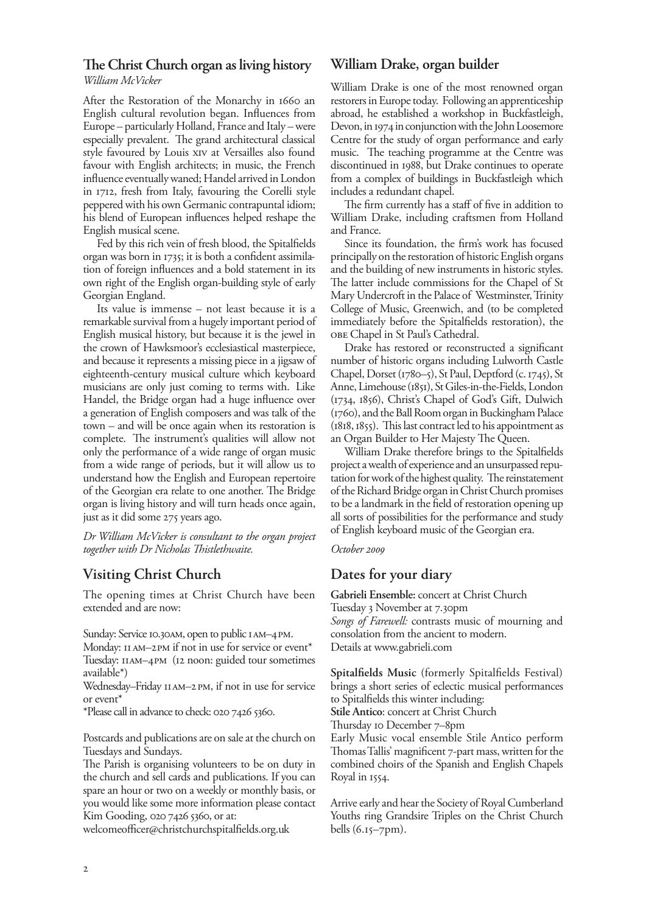## The Christ Church organ as living history

*William McVicker*

After the Restoration of the Monarchy in 1660 an English cultural revolution began. Influences from Europe – particularly Holland, France and Italy – were especially prevalent. The grand architectural classical style favoured by Louis XIV at Versailles also found favour with English architects; in music, the French influence eventually waned; Handel arrived in London in 1712, fresh from Italy, favouring the Corelli style peppered with his own Germanic contrapuntal idiom; his blend of European influences helped reshape the English musical scene.

Fed by this rich vein of fresh blood, the Spitalfields organ was born in 1735; it is both a confident assimilation of foreign influences and a bold statement in its own right of the English organ-building style of early Georgian England.

Its value is immense – not least because it is a remarkable survival from a hugely important period of English musical history, but because it is the jewel in the crown of Hawksmoor's ecclesiastical masterpiece, and because it represents a missing piece in a jigsaw of eighteenth-century musical culture which keyboard musicians are only just coming to terms with. Like Handel, the Bridge organ had a huge influence over a generation of English composers and was talk of the town – and will be once again when its restoration is complete. The instrument's qualities will allow not only the performance of a wide range of organ music from a wide range of periods, but it will allow us to understand how the English and European repertoire of the Georgian era relate to one another. The Bridge organ is living history and will turn heads once again, just as it did some 275 years ago.

*Dr William McVicker is consultant to the organ project together with Dr Nicholas Thistlethwaite.*

## William Drake, organ builder

William Drake is one of the most renowned organ restorers in Europe today. Following an apprenticeship abroad, he established a workshop in Buckfastleigh, Devon, in 1974 in conjunction with the John Loosemore Centre for the study of organ performance and early music. The teaching programme at the Centre was discontinued in 1988, but Drake continues to operate from a complex of buildings in Buckfastleigh which includes a redundant chapel.

The firm currently has a staff of five in addition to William Drake, including craftsmen from Holland and France.

Since its foundation, the firm's work has focused principally on the restoration of historic English organs and the building of new instruments in historic styles. The latter include commissions for the Chapel of St Mary Undercroft in the Palace of Westminster, Trinity College of Music, Greenwich, and (to be completed immediately before the Spitalfields restoration), the OBE Chapel in St Paul's Cathedral.

Drake has restored or reconstructed a significant number of historic organs including Lulworth Castle Chapel, Dorset (1780–5), St Paul, Deptford (c. 1745), St Anne, Limehouse (1851), St Giles-in-the-Fields, London (1734, 1856), Christ's Chapel of God's Gift, Dulwich (1760), and the Ball Room organ in Buckingham Palace (1818, 1855). This last contract led to his appointment as an Organ Builder to Her Majesty The Queen.

William Drake therefore brings to the Spitalfields project a wealth of experience and an unsurpassed reputation for work of the highest quality. The reinstatement of the Richard Bridge organ in Christ Church promises to be a landmark in the field of restoration opening up all sorts of possibilities for the performance and study of English keyboard music of the Georgian era.

*October 2009*

## Visiting Christ Church

The opening times at Christ Church have been extended and are now:

Sunday: Service 10.30AM, open to public 1AM–4PM.
Monday: 11AM–2PM if not in use for service or event*
Tuesday: 11AM–4PM (12 noon: guided tour sometimes available*)
Wednesday–Friday 11AM–2PM, if not in use for service or event*
*Please call in advance to check: 020 7426 5360.

Postcards and publications are on sale at the church on Tuesdays and Sundays.
The Parish is organising volunteers to be on duty in the church and sell cards and publications. If you can spare an hour or two on a weekly or monthly basis, or you would like some more information please contact Kim Gooding, 020 7426 5360, or at:
welcomeofficer@christchurchspitalfields.org.uk

## Dates for your diary

**Gabrieli Ensemble:** concert at Christ Church
Tuesday 3 November at 7.30pm
*Songs of Farewell:* contrasts music of mourning and consolation from the ancient to modern.
Details at www.gabrieli.com

**Spitalfields Music** (formerly Spitalfields Festival) brings a short series of eclectic musical performances to Spitalfields this winter including:
**Stile Antico**: concert at Christ Church
Thursday 10 December 7–8pm
Early Music vocal ensemble Stile Antico perform Thomas Tallis' magnificent 7-part mass, written for the combined choirs of the Spanish and English Chapels Royal in 1554.

Arrive early and hear the Society of Royal Cumberland Youths ring Grandsire Triples on the Christ Church bells (6.15–7pm).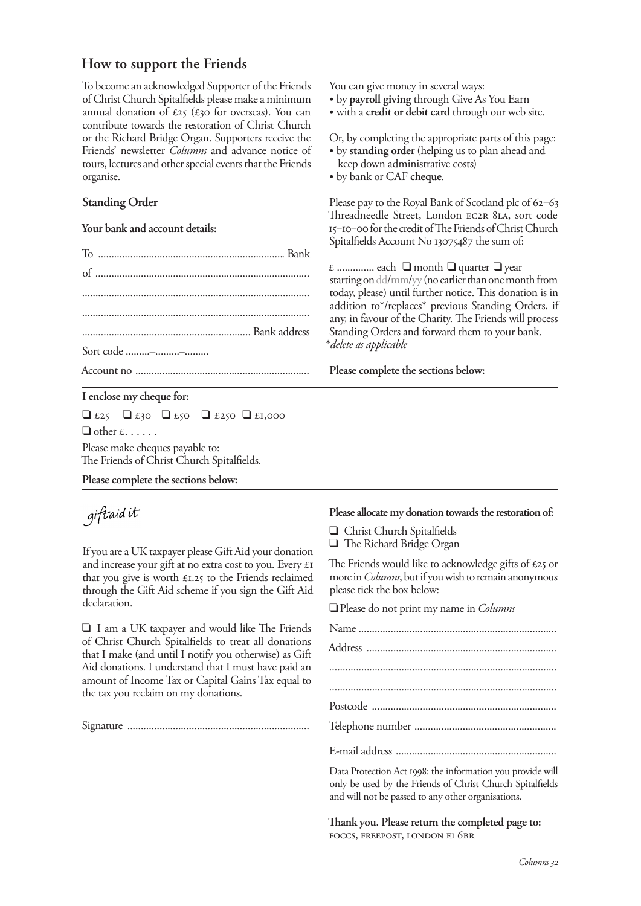## How to support the Friends

To become an acknowledged Supporter of the Friends of Christ Church Spitalfields please make a minimum annual donation of £25 (£30 for overseas). You can contribute towards the restoration of Christ Church or the Richard Bridge Organ. Supporters receive the Friends' newsletter *Columns* and advance notice of tours, lectures and other special events that the Friends organise.

You can give money in several ways:

- by **payroll giving** through Give As You Earn
- with a **credit or debit card** through our web site.

Or, by completing the appropriate parts of this page:

- by **standing order** (helping us to plan ahead and keep down administrative costs)
- by bank or CAF **cheque**.

### Standing Order

**Your bank and account details:**

To .................................................................... Bank

of ...............................................................................

...................................................................................

...................................................................................

.............................................................. Bank address

Sort code .........–.........–.........

Account no ................................................................

Please pay to the Royal Bank of Scotland plc of 62–63 Threadneedle Street, London EC2R 8LA, sort code 15–10–00 for the credit of The Friends of Christ Church Spitalfields Account No 13075487 the sum of:

£ .............. each ❑ month ❑ quarter ❑ year starting on dd/mm/yy (no earlier than one month from today, please) until further notice. This donation is in addition to*/replaces* previous Standing Orders, if any, in favour of the Charity. The Friends will process Standing Orders and forward them to your bank.

*\*delete as applicable*

**Please complete the sections below:**

**I enclose my cheque for:**

❑ £25 ❑ £30 ❑ £50 ❑ £250 ❑ £1,000

❑ other £. . . . . .

Please make cheques payable to:
The Friends of Christ Church Spitalfields.

**Please complete the sections below:**

*giftaid it*

If you are a UK taxpayer please Gift Aid your donation and increase your gift at no extra cost to you. Every £1 that you give is worth £1.25 to the Friends reclaimed through the Gift Aid scheme if you sign the Gift Aid declaration.

❑ I am a UK taxpayer and would like The Friends of Christ Church Spitalfields to treat all donations that I make (and until I notify you otherwise) as Gift Aid donations. I understand that I must have paid an amount of Income Tax or Capital Gains Tax equal to the tax you reclaim on my donations.

Signature ...................................................................

**Please allocate my donation towards the restoration of:**

❑ Christ Church Spitalfields
❑ The Richard Bridge Organ

The Friends would like to acknowledge gifts of £25 or more in *Columns*, but if you wish to remain anonymous please tick the box below:

❑ Please do not print my name in *Columns*

Name ..........................................................................

Address ......................................................................

...................................................................................

...................................................................................

Postcode ....................................................................

Telephone number ....................................................

E-mail address ...........................................................

Data Protection Act 1998: the information you provide will only be used by the Friends of Christ Church Spitalfields and will not be passed to any other organisations.

**Thank you. Please return the completed page to:**
FOCCS, FREEPOST, LONDON E1 6BR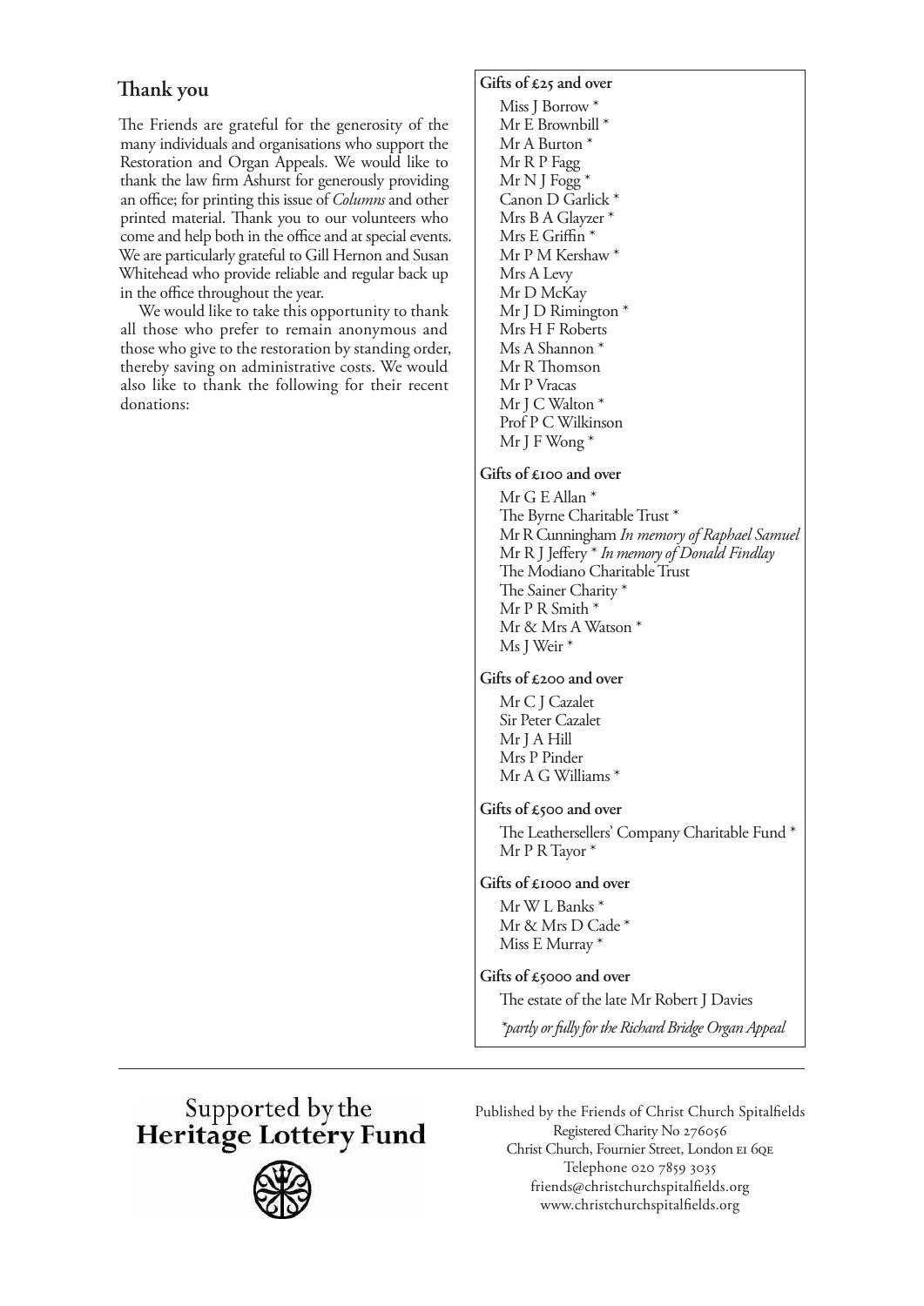## Thank you

The Friends are grateful for the generosity of the many individuals and organisations who support the Restoration and Organ Appeals. We would like to thank the law firm Ashurst for generously providing an office; for printing this issue of *Columns* and other printed material. Thank you to our volunteers who come and help both in the office and at special events. We are particularly grateful to Gill Hernon and Susan Whitehead who provide reliable and regular back up in the office throughout the year.

We would like to take this opportunity to thank all those who prefer to remain anonymous and those who give to the restoration by standing order, thereby saving on administrative costs. We would also like to thank the following for their recent donations:

**Gifts of £25 and over**

Miss J Borrow *
Mr E Brownbill *
Mr A Burton *
Mr R P Fagg
Mr N J Fogg *
Canon D Garlick *
Mrs B A Glayzer *
Mrs E Griffin *
Mr P M Kershaw *
Mrs A Levy
Mr D McKay
Mr J D Rimington *
Mrs H F Roberts
Ms A Shannon *
Mr R Thomson
Mr P Vracas
Mr J C Walton *
Prof P C Wilkinson
Mr J F Wong *

**Gifts of £100 and over**

Mr G E Allan *
The Byrne Charitable Trust *
Mr R Cunningham *In memory of Raphael Samuel*
Mr R J Jeffery * *In memory of Donald Findlay*
The Modiano Charitable Trust
The Sainer Charity *
Mr P R Smith *
Mr & Mrs A Watson *
Ms J Weir *

**Gifts of £200 and over**

Mr C J Cazalet
Sir Peter Cazalet
Mr J A Hill
Mrs P Pinder
Mr A G Williams *

**Gifts of £500 and over**

The Leathersellers' Company Charitable Fund *
Mr P R Tayor *

**Gifts of £1000 and over**

Mr W L Banks *
Mr & Mrs D Cade *
Miss E Murray *

**Gifts of £5000 and over**

The estate of the late Mr Robert J Davies

*\*partly or fully for the Richard Bridge Organ Appeal*

---

Supported by the
**Heritage Lottery Fund**

Published by the Friends of Christ Church Spitalfields
Registered Charity No 276056
Christ Church, Fournier Street, London E1 6QE
Telephone 020 7859 3035
friends@christchurchspitalfields.org
www.christchurchspitalfields.org